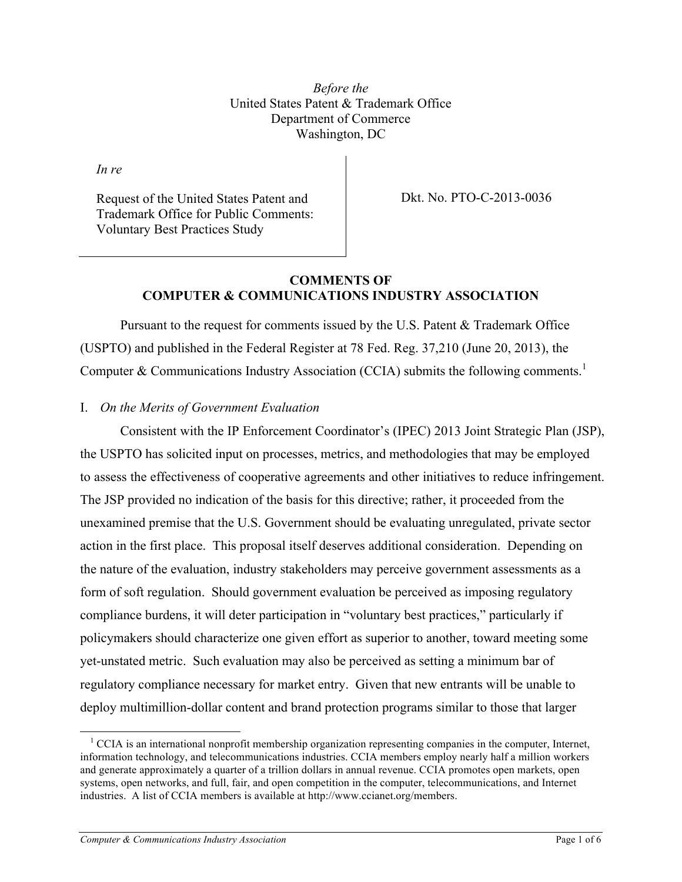*Before the*
United States Patent & Trademark Office
Department of Commerce
Washington, DC

*In re*

Request of the United States Patent and Trademark Office for Public Comments: Voluntary Best Practices Study

Dkt. No. PTO-C-2013-0036

**COMMENTS OF**
**COMPUTER & COMMUNICATIONS INDUSTRY ASSOCIATION**

Pursuant to the request for comments issued by the U.S. Patent & Trademark Office (USPTO) and published in the Federal Register at 78 Fed. Reg. 37,210 (June 20, 2013), the Computer & Communications Industry Association (CCIA) submits the following comments.[1]

## I. *On the Merits of Government Evaluation*

Consistent with the IP Enforcement Coordinator's (IPEC) 2013 Joint Strategic Plan (JSP), the USPTO has solicited input on processes, metrics, and methodologies that may be employed to assess the effectiveness of cooperative agreements and other initiatives to reduce infringement. The JSP provided no indication of the basis for this directive; rather, it proceeded from the unexamined premise that the U.S. Government should be evaluating unregulated, private sector action in the first place. This proposal itself deserves additional consideration. Depending on the nature of the evaluation, industry stakeholders may perceive government assessments as a form of soft regulation. Should government evaluation be perceived as imposing regulatory compliance burdens, it will deter participation in "voluntary best practices," particularly if policymakers should characterize one given effort as superior to another, toward meeting some yet-unstated metric. Such evaluation may also be perceived as setting a minimum bar of regulatory compliance necessary for market entry. Given that new entrants will be unable to deploy multimillion-dollar content and brand protection programs similar to those that larger

[1] CCIA is an international nonprofit membership organization representing companies in the computer, Internet, information technology, and telecommunications industries. CCIA members employ nearly half a million workers and generate approximately a quarter of a trillion dollars in annual revenue. CCIA promotes open markets, open systems, open networks, and full, fair, and open competition in the computer, telecommunications, and Internet industries. A list of CCIA members is available at http://www.ccianet.org/members.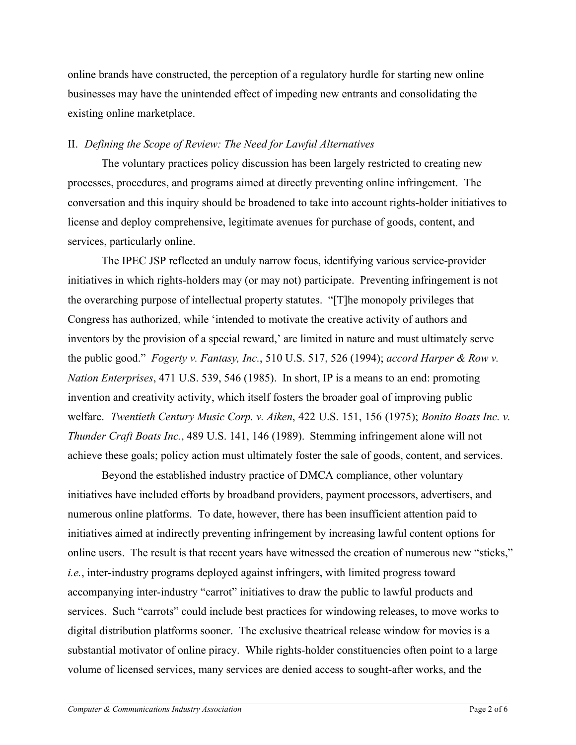online brands have constructed, the perception of a regulatory hurdle for starting new online businesses may have the unintended effect of impeding new entrants and consolidating the existing online marketplace.

## II. *Defining the Scope of Review: The Need for Lawful Alternatives*

The voluntary practices policy discussion has been largely restricted to creating new processes, procedures, and programs aimed at directly preventing online infringement. The conversation and this inquiry should be broadened to take into account rights-holder initiatives to license and deploy comprehensive, legitimate avenues for purchase of goods, content, and services, particularly online.

The IPEC JSP reflected an unduly narrow focus, identifying various service-provider initiatives in which rights-holders may (or may not) participate. Preventing infringement is not the overarching purpose of intellectual property statutes. "[T]he monopoly privileges that Congress has authorized, while 'intended to motivate the creative activity of authors and inventors by the provision of a special reward,' are limited in nature and must ultimately serve the public good." *Fogerty v. Fantasy, Inc.*, 510 U.S. 517, 526 (1994); *accord Harper & Row v. Nation Enterprises*, 471 U.S. 539, 546 (1985). In short, IP is a means to an end: promoting invention and creativity activity, which itself fosters the broader goal of improving public welfare. *Twentieth Century Music Corp. v. Aiken*, 422 U.S. 151, 156 (1975); *Bonito Boats Inc. v. Thunder Craft Boats Inc.*, 489 U.S. 141, 146 (1989). Stemming infringement alone will not achieve these goals; policy action must ultimately foster the sale of goods, content, and services.

Beyond the established industry practice of DMCA compliance, other voluntary initiatives have included efforts by broadband providers, payment processors, advertisers, and numerous online platforms. To date, however, there has been insufficient attention paid to initiatives aimed at indirectly preventing infringement by increasing lawful content options for online users. The result is that recent years have witnessed the creation of numerous new "sticks," *i.e.*, inter-industry programs deployed against infringers, with limited progress toward accompanying inter-industry "carrot" initiatives to draw the public to lawful products and services. Such "carrots" could include best practices for windowing releases, to move works to digital distribution platforms sooner. The exclusive theatrical release window for movies is a substantial motivator of online piracy. While rights-holder constituencies often point to a large volume of licensed services, many services are denied access to sought-after works, and the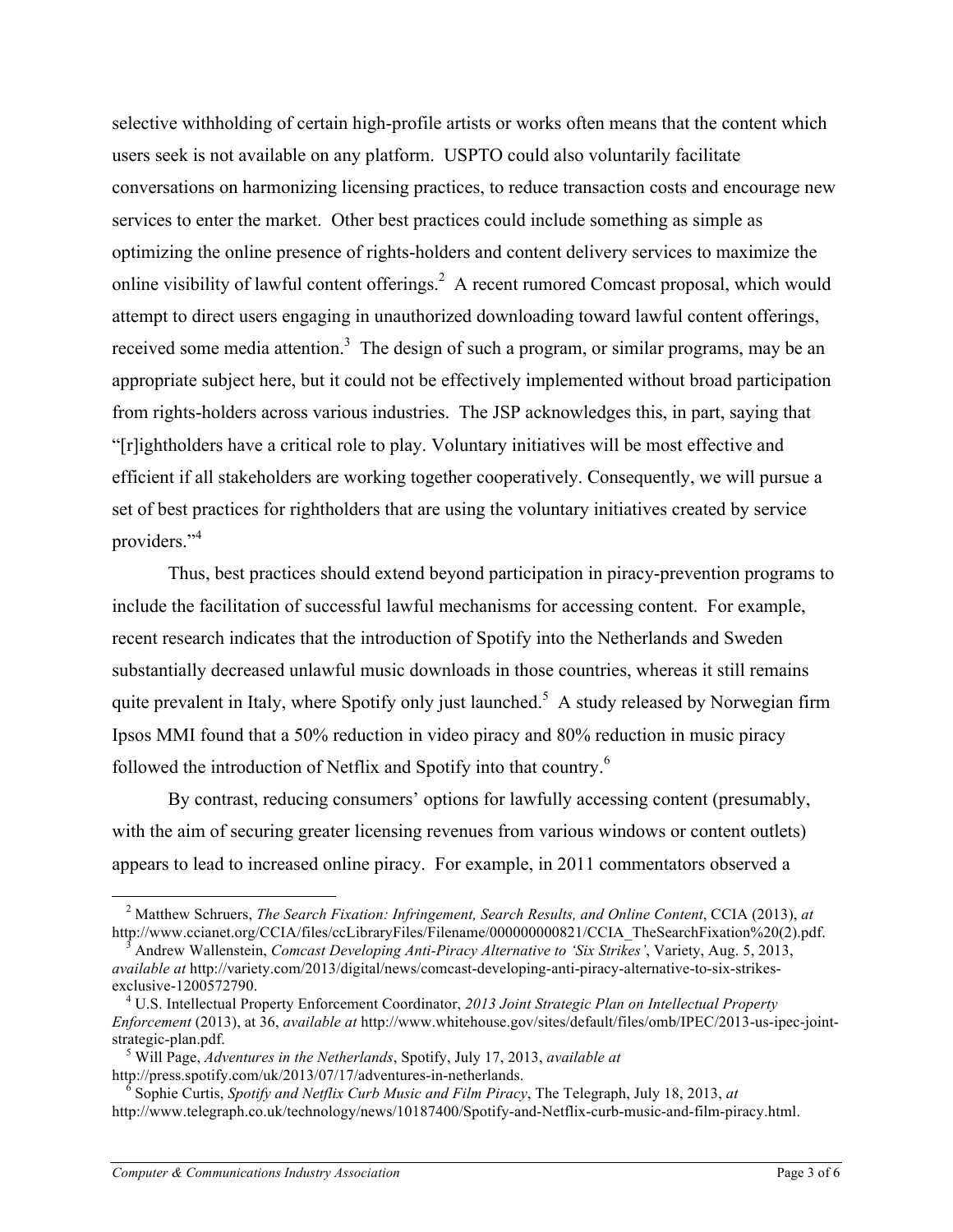selective withholding of certain high-profile artists or works often means that the content which users seek is not available on any platform. USPTO could also voluntarily facilitate conversations on harmonizing licensing practices, to reduce transaction costs and encourage new services to enter the market. Other best practices could include something as simple as optimizing the online presence of rights-holders and content delivery services to maximize the online visibility of lawful content offerings.[2] A recent rumored Comcast proposal, which would attempt to direct users engaging in unauthorized downloading toward lawful content offerings, received some media attention.[3] The design of such a program, or similar programs, may be an appropriate subject here, but it could not be effectively implemented without broad participation from rights-holders across various industries. The JSP acknowledges this, in part, saying that "[r]ightholders have a critical role to play. Voluntary initiatives will be most effective and efficient if all stakeholders are working together cooperatively. Consequently, we will pursue a set of best practices for rightholders that are using the voluntary initiatives created by service providers."[4]

Thus, best practices should extend beyond participation in piracy-prevention programs to include the facilitation of successful lawful mechanisms for accessing content. For example, recent research indicates that the introduction of Spotify into the Netherlands and Sweden substantially decreased unlawful music downloads in those countries, whereas it still remains quite prevalent in Italy, where Spotify only just launched.[5] A study released by Norwegian firm Ipsos MMI found that a 50% reduction in video piracy and 80% reduction in music piracy followed the introduction of Netflix and Spotify into that country.[6]

By contrast, reducing consumers' options for lawfully accessing content (presumably, with the aim of securing greater licensing revenues from various windows or content outlets) appears to lead to increased online piracy. For example, in 2011 commentators observed a

---

[2] Matthew Schruers, *The Search Fixation: Infringement, Search Results, and Online Content*, CCIA (2013), *at* http://www.ccianet.org/CCIA/files/ccLibraryFiles/Filename/000000000821/CCIA_TheSearchFixation%20(2).pdf.

[3] Andrew Wallenstein, *Comcast Developing Anti-Piracy Alternative to 'Six Strikes'*, Variety, Aug. 5, 2013, *available at* http://variety.com/2013/digital/news/comcast-developing-anti-piracy-alternative-to-six-strikes-exclusive-1200572790.

[4] U.S. Intellectual Property Enforcement Coordinator, *2013 Joint Strategic Plan on Intellectual Property Enforcement* (2013), at 36, *available at* http://www.whitehouse.gov/sites/default/files/omb/IPEC/2013-us-ipec-joint-strategic-plan.pdf.

[5] Will Page, *Adventures in the Netherlands*, Spotify, July 17, 2013, *available at* http://press.spotify.com/uk/2013/07/17/adventures-in-netherlands.

[6] Sophie Curtis, *Spotify and Netflix Curb Music and Film Piracy*, The Telegraph, July 18, 2013, *at* http://www.telegraph.co.uk/technology/news/10187400/Spotify-and-Netflix-curb-music-and-film-piracy.html.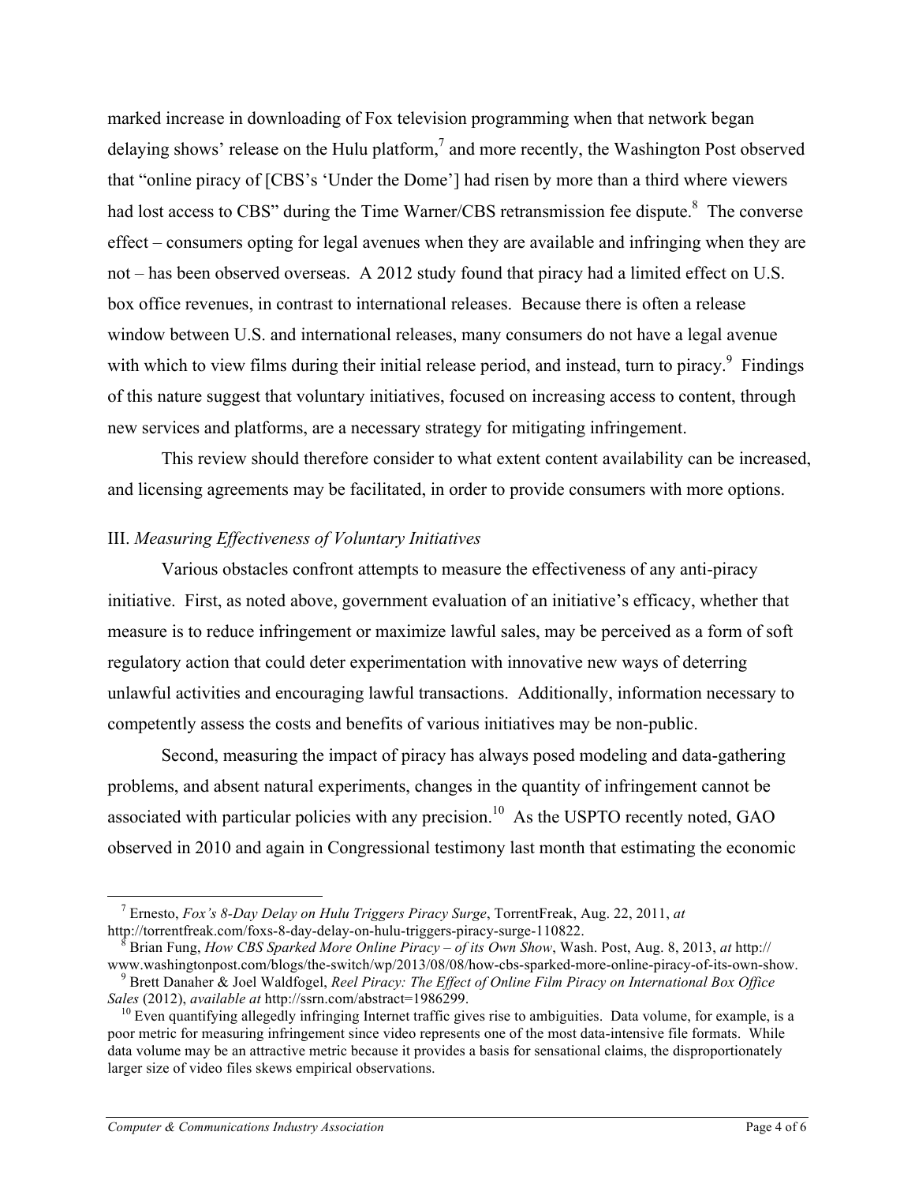marked increase in downloading of Fox television programming when that network began delaying shows' release on the Hulu platform,[7] and more recently, the Washington Post observed that "online piracy of [CBS's 'Under the Dome'] had risen by more than a third where viewers had lost access to CBS" during the Time Warner/CBS retransmission fee dispute.[8] The converse effect – consumers opting for legal avenues when they are available and infringing when they are not – has been observed overseas. A 2012 study found that piracy had a limited effect on U.S. box office revenues, in contrast to international releases. Because there is often a release window between U.S. and international releases, many consumers do not have a legal avenue with which to view films during their initial release period, and instead, turn to piracy.[9] Findings of this nature suggest that voluntary initiatives, focused on increasing access to content, through new services and platforms, are a necessary strategy for mitigating infringement.

This review should therefore consider to what extent content availability can be increased, and licensing agreements may be facilitated, in order to provide consumers with more options.

### III. *Measuring Effectiveness of Voluntary Initiatives*

Various obstacles confront attempts to measure the effectiveness of any anti-piracy initiative. First, as noted above, government evaluation of an initiative's efficacy, whether that measure is to reduce infringement or maximize lawful sales, may be perceived as a form of soft regulatory action that could deter experimentation with innovative new ways of deterring unlawful activities and encouraging lawful transactions. Additionally, information necessary to competently assess the costs and benefits of various initiatives may be non-public.

Second, measuring the impact of piracy has always posed modeling and data-gathering problems, and absent natural experiments, changes in the quantity of infringement cannot be associated with particular policies with any precision.[10] As the USPTO recently noted, GAO observed in 2010 and again in Congressional testimony last month that estimating the economic

---

[7] Ernesto, *Fox's 8-Day Delay on Hulu Triggers Piracy Surge*, TorrentFreak, Aug. 22, 2011, *at* http://torrentfreak.com/foxs-8-day-delay-on-hulu-triggers-piracy-surge-110822.

[8] Brian Fung, *How CBS Sparked More Online Piracy – of its Own Show*, Wash. Post, Aug. 8, 2013, *at* http://www.washingtonpost.com/blogs/the-switch/wp/2013/08/08/how-cbs-sparked-more-online-piracy-of-its-own-show.

[9] Brett Danaher & Joel Waldfogel, *Reel Piracy: The Effect of Online Film Piracy on International Box Office Sales* (2012), *available at* http://ssrn.com/abstract=1986299.

[10] Even quantifying allegedly infringing Internet traffic gives rise to ambiguities. Data volume, for example, is a poor metric for measuring infringement since video represents one of the most data-intensive file formats. While data volume may be an attractive metric because it provides a basis for sensational claims, the disproportionately larger size of video files skews empirical observations.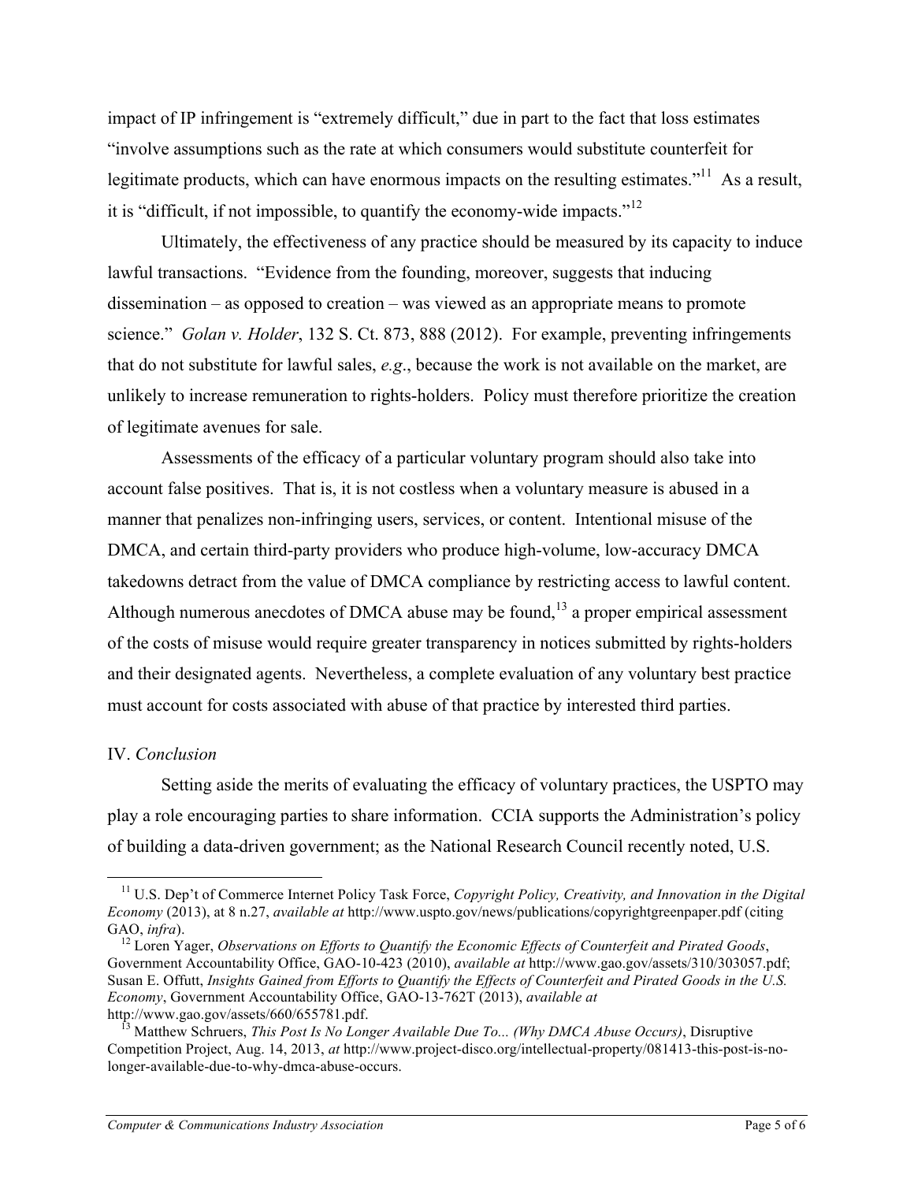impact of IP infringement is "extremely difficult," due in part to the fact that loss estimates "involve assumptions such as the rate at which consumers would substitute counterfeit for legitimate products, which can have enormous impacts on the resulting estimates."[11] As a result, it is "difficult, if not impossible, to quantify the economy-wide impacts."[12]

Ultimately, the effectiveness of any practice should be measured by its capacity to induce lawful transactions. "Evidence from the founding, moreover, suggests that inducing dissemination – as opposed to creation – was viewed as an appropriate means to promote science." *Golan v. Holder*, 132 S. Ct. 873, 888 (2012). For example, preventing infringements that do not substitute for lawful sales, *e.g*., because the work is not available on the market, are unlikely to increase remuneration to rights-holders. Policy must therefore prioritize the creation of legitimate avenues for sale.

Assessments of the efficacy of a particular voluntary program should also take into account false positives. That is, it is not costless when a voluntary measure is abused in a manner that penalizes non-infringing users, services, or content. Intentional misuse of the DMCA, and certain third-party providers who produce high-volume, low-accuracy DMCA takedowns detract from the value of DMCA compliance by restricting access to lawful content. Although numerous anecdotes of DMCA abuse may be found,[13] a proper empirical assessment of the costs of misuse would require greater transparency in notices submitted by rights-holders and their designated agents. Nevertheless, a complete evaluation of any voluntary best practice must account for costs associated with abuse of that practice by interested third parties.

## IV. *Conclusion*

Setting aside the merits of evaluating the efficacy of voluntary practices, the USPTO may play a role encouraging parties to share information. CCIA supports the Administration's policy of building a data-driven government; as the National Research Council recently noted, U.S.

---

[11] U.S. Dep't of Commerce Internet Policy Task Force, *Copyright Policy, Creativity, and Innovation in the Digital Economy* (2013), at 8 n.27, *available at* http://www.uspto.gov/news/publications/copyrightgreenpaper.pdf (citing GAO, *infra*).

[12] Loren Yager, *Observations on Efforts to Quantify the Economic Effects of Counterfeit and Pirated Goods*, Government Accountability Office, GAO-10-423 (2010), *available at* http://www.gao.gov/assets/310/303057.pdf; Susan E. Offutt, *Insights Gained from Efforts to Quantify the Effects of Counterfeit and Pirated Goods in the U.S. Economy*, Government Accountability Office, GAO-13-762T (2013), *available at* http://www.gao.gov/assets/660/655781.pdf.

[13] Matthew Schruers, *This Post Is No Longer Available Due To... (Why DMCA Abuse Occurs)*, Disruptive Competition Project, Aug. 14, 2013, *at* http://www.project-disco.org/intellectual-property/081413-this-post-is-no-longer-available-due-to-why-dmca-abuse-occurs.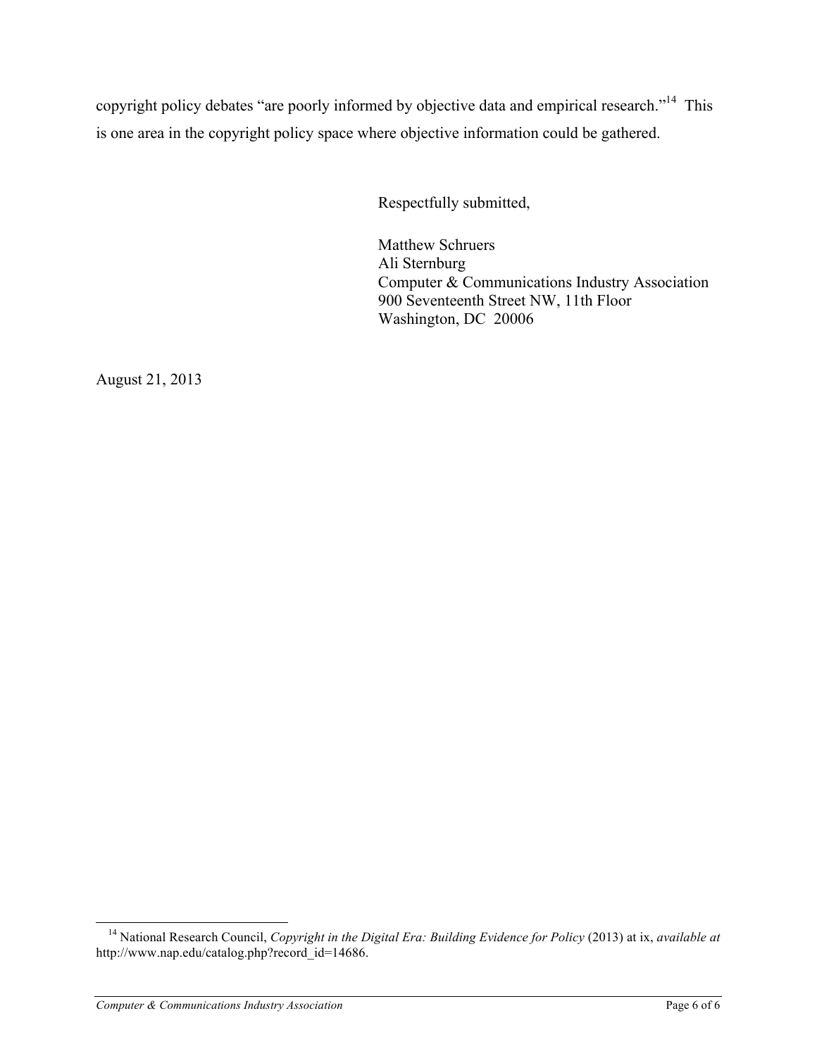copyright policy debates "are poorly informed by objective data and empirical research."[14] This is one area in the copyright policy space where objective information could be gathered.

Respectfully submitted,

Matthew Schruers
Ali Sternburg
Computer & Communications Industry Association
900 Seventeenth Street NW, 11th Floor
Washington, DC 20006

August 21, 2013

---

[14] National Research Council, *Copyright in the Digital Era: Building Evidence for Policy* (2013) at ix, *available at* http://www.nap.edu/catalog.php?record_id=14686.